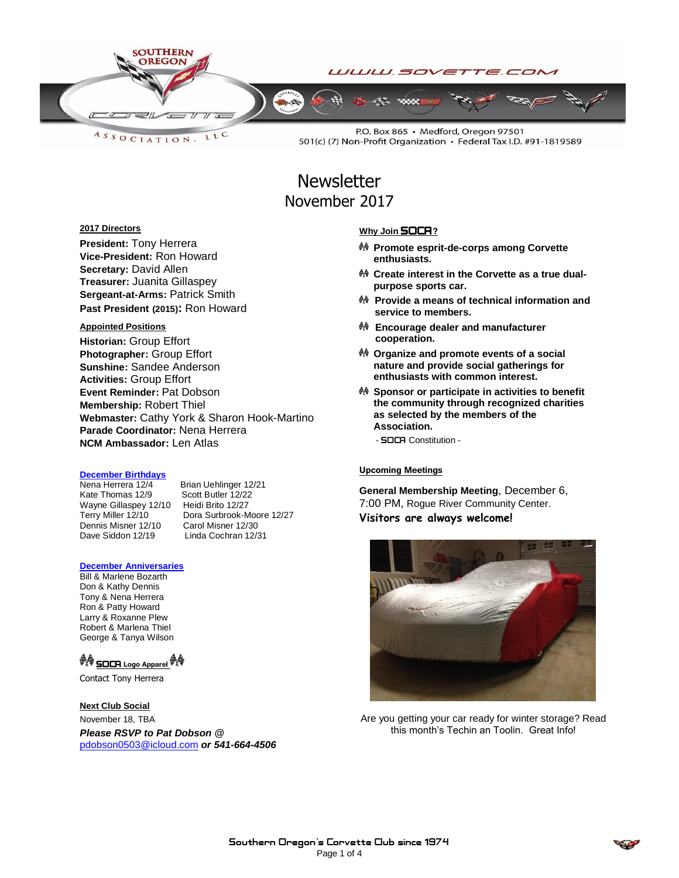WWW.SOVETTE.COM

P.O. Box 865 • Medford, Oregon 97501
501(c) (7) Non-Profit Organization • Federal Tax I.D. #91-1819589

# Newsletter
## November 2017

### 2017 Directors

**President:** Tony Herrera
**Vice-President:** Ron Howard
**Secretary:** David Allen
**Treasurer:** Juanita Gillaspey
**Sergeant-at-Arms:** Patrick Smith
**Past President (2015):** Ron Howard

### Appointed Positions

**Historian:** Group Effort
**Photographer:** Group Effort
**Sunshine:** Sandee Anderson
**Activities:** Group Effort
**Event Reminder:** Pat Dobson
**Membership:** Robert Thiel
**Webmaster:** Cathy York & Sharon Hook-Martino
**Parade Coordinator:** Nena Herrera
**NCM Ambassador:** Len Atlas

### December Birthdays

| | |
|---|---|
| Nena Herrera 12/4 | Brian Uehlinger 12/21 |
| Kate Thomas 12/9 | Scott Butler 12/22 |
| Wayne Gillaspey 12/10 | Heidi Brito 12/27 |
| Terry Miller 12/10 | Dora Surbrook-Moore 12/27 |
| Dennis Misner 12/10 | Carol Misner 12/30 |
| Dave Siddon 12/19 | Linda Cochran 12/31 |

### December Anniversaries

Bill & Marlene Bozarth
Don & Kathy Dennis
Tony & Nena Herrera
Ron & Patty Howard
Larry & Roxanne Plew
Robert & Marlena Thiel
George & Tanya Wilson

### SOCA Logo Apparel

Contact Tony Herrera

### Next Club Social

November 18, TBA
***Please RSVP to Pat Dobson @*** pdobson0503@icloud.com ***or 541-664-4506***

### Why Join SOCA?

- **Promote esprit-de-corps among Corvette enthusiasts.**
- **Create interest in the Corvette as a true dual-purpose sports car.**
- **Provide a means of technical information and service to members.**
- **Encourage dealer and manufacturer cooperation.**
- **Organize and promote events of a social nature and provide social gatherings for enthusiasts with common interest.**
- **Sponsor or participate in activities to benefit the community through recognized charities as selected by the members of the Association.**

\- SOCA Constitution -

### Upcoming Meetings

**General Membership Meeting**, December 6, 7:00 PM, Rogue River Community Center.
**Visitors are always welcome!**

Are you getting your car ready for winter storage? Read this month's Techin an Toolin. Great Info!

Southern Oregon's Corvette Club since 1974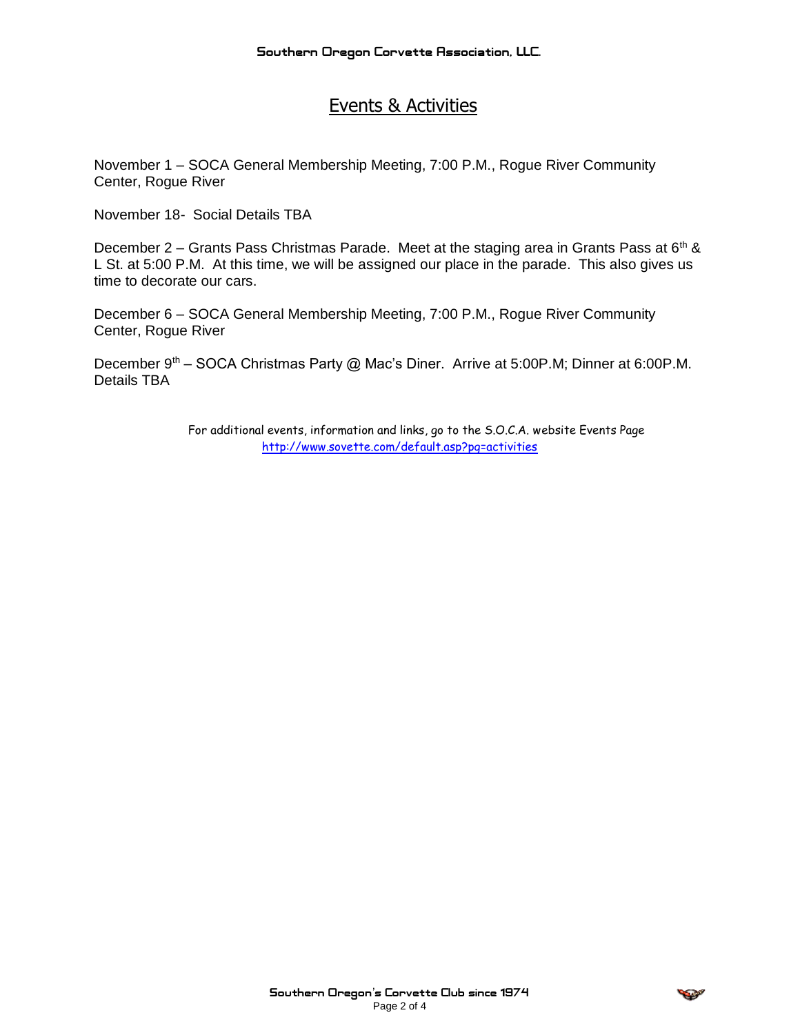# Events & Activities

November 1 – SOCA General Membership Meeting, 7:00 P.M., Rogue River Community Center, Rogue River

November 18- Social Details TBA

December 2 – Grants Pass Christmas Parade. Meet at the staging area in Grants Pass at 6th & L St. at 5:00 P.M. At this time, we will be assigned our place in the parade. This also gives us time to decorate our cars.

December 6 – SOCA General Membership Meeting, 7:00 P.M., Rogue River Community Center, Rogue River

December 9th – SOCA Christmas Party @ Mac's Diner. Arrive at 5:00P.M; Dinner at 6:00P.M. Details TBA

For additional events, information and links, go to the S.O.C.A. website Events Page
http://www.sovette.com/default.asp?pg=activities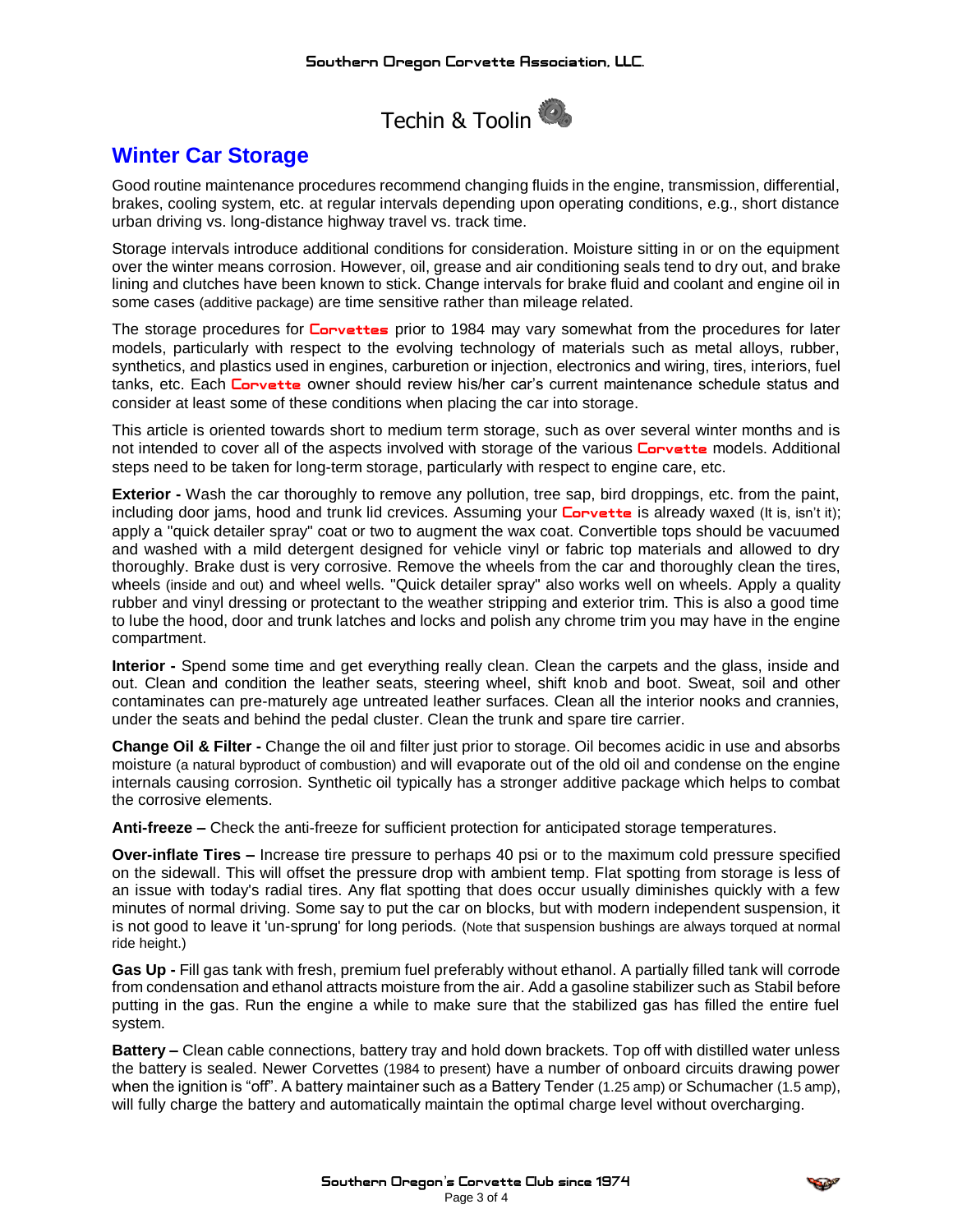# Techin & Toolin

## Winter Car Storage

Good routine maintenance procedures recommend changing fluids in the engine, transmission, differential, brakes, cooling system, etc. at regular intervals depending upon operating conditions, e.g., short distance urban driving vs. long-distance highway travel vs. track time.

Storage intervals introduce additional conditions for consideration. Moisture sitting in or on the equipment over the winter means corrosion. However, oil, grease and air conditioning seals tend to dry out, and brake lining and clutches have been known to stick. Change intervals for brake fluid and coolant and engine oil in some cases (additive package) are time sensitive rather than mileage related.

The storage procedures for Corvettes prior to 1984 may vary somewhat from the procedures for later models, particularly with respect to the evolving technology of materials such as metal alloys, rubber, synthetics, and plastics used in engines, carburetion or injection, electronics and wiring, tires, interiors, fuel tanks, etc. Each Corvette owner should review his/her car's current maintenance schedule status and consider at least some of these conditions when placing the car into storage.

This article is oriented towards short to medium term storage, such as over several winter months and is not intended to cover all of the aspects involved with storage of the various Corvette models. Additional steps need to be taken for long-term storage, particularly with respect to engine care, etc.

**Exterior -** Wash the car thoroughly to remove any pollution, tree sap, bird droppings, etc. from the paint, including door jams, hood and trunk lid crevices. Assuming your Corvette is already waxed (It is, isn't it); apply a "quick detailer spray" coat or two to augment the wax coat. Convertible tops should be vacuumed and washed with a mild detergent designed for vehicle vinyl or fabric top materials and allowed to dry thoroughly. Brake dust is very corrosive. Remove the wheels from the car and thoroughly clean the tires, wheels (inside and out) and wheel wells. "Quick detailer spray" also works well on wheels. Apply a quality rubber and vinyl dressing or protectant to the weather stripping and exterior trim. This is also a good time to lube the hood, door and trunk latches and locks and polish any chrome trim you may have in the engine compartment.

**Interior -** Spend some time and get everything really clean. Clean the carpets and the glass, inside and out. Clean and condition the leather seats, steering wheel, shift knob and boot. Sweat, soil and other contaminates can pre-maturely age untreated leather surfaces. Clean all the interior nooks and crannies, under the seats and behind the pedal cluster. Clean the trunk and spare tire carrier.

**Change Oil & Filter -** Change the oil and filter just prior to storage. Oil becomes acidic in use and absorbs moisture (a natural byproduct of combustion) and will evaporate out of the old oil and condense on the engine internals causing corrosion. Synthetic oil typically has a stronger additive package which helps to combat the corrosive elements.

**Anti-freeze –** Check the anti-freeze for sufficient protection for anticipated storage temperatures.

**Over-inflate Tires –** Increase tire pressure to perhaps 40 psi or to the maximum cold pressure specified on the sidewall. This will offset the pressure drop with ambient temp. Flat spotting from storage is less of an issue with today's radial tires. Any flat spotting that does occur usually diminishes quickly with a few minutes of normal driving. Some say to put the car on blocks, but with modern independent suspension, it is not good to leave it 'un-sprung' for long periods. (Note that suspension bushings are always torqued at normal ride height.)

**Gas Up -** Fill gas tank with fresh, premium fuel preferably without ethanol. A partially filled tank will corrode from condensation and ethanol attracts moisture from the air. Add a gasoline stabilizer such as Stabil before putting in the gas. Run the engine a while to make sure that the stabilized gas has filled the entire fuel system.

**Battery –** Clean cable connections, battery tray and hold down brackets. Top off with distilled water unless the battery is sealed. Newer Corvettes (1984 to present) have a number of onboard circuits drawing power when the ignition is "off". A battery maintainer such as a Battery Tender (1.25 amp) or Schumacher (1.5 amp), will fully charge the battery and automatically maintain the optimal charge level without overcharging.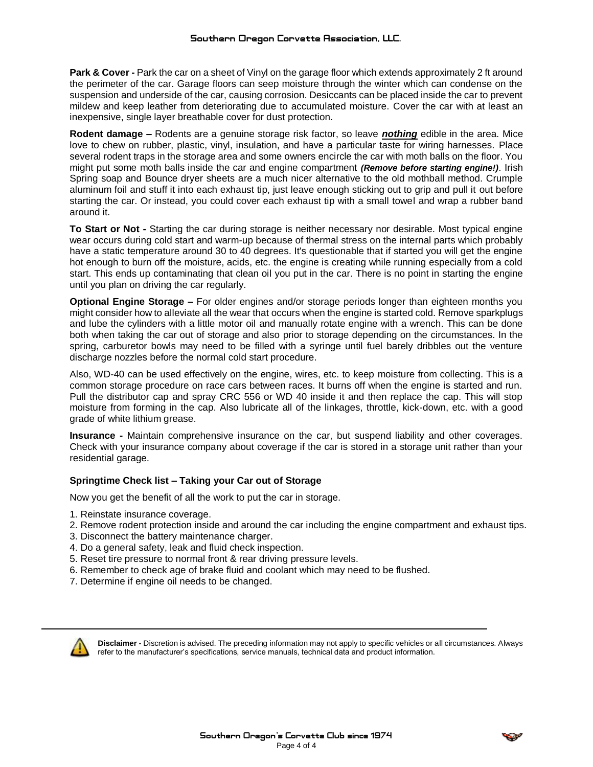**Park & Cover -** Park the car on a sheet of Vinyl on the garage floor which extends approximately 2 ft around the perimeter of the car. Garage floors can seep moisture through the winter which can condense on the suspension and underside of the car, causing corrosion. Desiccants can be placed inside the car to prevent mildew and keep leather from deteriorating due to accumulated moisture. Cover the car with at least an inexpensive, single layer breathable cover for dust protection.

**Rodent damage –** Rodents are a genuine storage risk factor, so leave ***nothing*** edible in the area. Mice love to chew on rubber, plastic, vinyl, insulation, and have a particular taste for wiring harnesses. Place several rodent traps in the storage area and some owners encircle the car with moth balls on the floor. You might put some moth balls inside the car and engine compartment ***(Remove before starting engine!)***. Irish Spring soap and Bounce dryer sheets are a much nicer alternative to the old mothball method. Crumple aluminum foil and stuff it into each exhaust tip, just leave enough sticking out to grip and pull it out before starting the car. Or instead, you could cover each exhaust tip with a small towel and wrap a rubber band around it.

**To Start or Not -** Starting the car during storage is neither necessary nor desirable. Most typical engine wear occurs during cold start and warm-up because of thermal stress on the internal parts which probably have a static temperature around 30 to 40 degrees. It's questionable that if started you will get the engine hot enough to burn off the moisture, acids, etc. the engine is creating while running especially from a cold start. This ends up contaminating that clean oil you put in the car. There is no point in starting the engine until you plan on driving the car regularly.

**Optional Engine Storage –** For older engines and/or storage periods longer than eighteen months you might consider how to alleviate all the wear that occurs when the engine is started cold. Remove sparkplugs and lube the cylinders with a little motor oil and manually rotate engine with a wrench. This can be done both when taking the car out of storage and also prior to storage depending on the circumstances. In the spring, carburetor bowls may need to be filled with a syringe until fuel barely dribbles out the venture discharge nozzles before the normal cold start procedure.

Also, WD-40 can be used effectively on the engine, wires, etc. to keep moisture from collecting. This is a common storage procedure on race cars between races. It burns off when the engine is started and run. Pull the distributor cap and spray CRC 556 or WD 40 inside it and then replace the cap. This will stop moisture from forming in the cap. Also lubricate all of the linkages, throttle, kick-down, etc. with a good grade of white lithium grease.

**Insurance -** Maintain comprehensive insurance on the car, but suspend liability and other coverages. Check with your insurance company about coverage if the car is stored in a storage unit rather than your residential garage.

### Springtime Check list – Taking your Car out of Storage

Now you get the benefit of all the work to put the car in storage.

1. Reinstate insurance coverage.
2. Remove rodent protection inside and around the car including the engine compartment and exhaust tips.
3. Disconnect the battery maintenance charger.
4. Do a general safety, leak and fluid check inspection.
5. Reset tire pressure to normal front & rear driving pressure levels.
6. Remember to check age of brake fluid and coolant which may need to be flushed.
7. Determine if engine oil needs to be changed.

---

**Disclaimer -** Discretion is advised. The preceding information may not apply to specific vehicles or all circumstances. Always refer to the manufacturer's specifications, service manuals, technical data and product information.